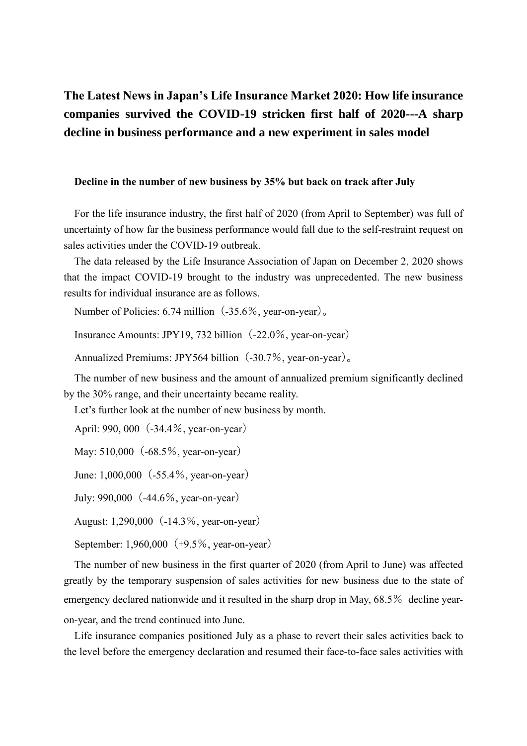# The Latest News in Japan's Life Insurance Market 2020: How life insurance companies survived the COVID-19 stricken first half of 2020---A sharp decline in business performance and a new experiment in sales model

### Decline in the number of new business by 35% but back on track after July

For the life insurance industry, the first half of 2020 (from April to September) was full of uncertainty of how far the business performance would fall due to the self-restraint request on sales activities under the COVID-19 outbreak.

The data released by the Life Insurance Association of Japan on December 2, 2020 shows that the impact COVID-19 brought to the industry was unprecedented. The new business results for individual insurance are as follows.

Number of Policies: 6.74 million（-35.6％, year-on-year）。

Insurance Amounts: JPY19, 732 billion（-22.0％, year-on-year）

Annualized Premiums: JPY564 billion（-30.7％, year-on-year）。

The number of new business and the amount of annualized premium significantly declined by the 30% range, and their uncertainty became reality.

Let's further look at the number of new business by month.

April: 990, 000（-34.4％, year-on-year）

May: 510,000（-68.5％, year-on-year）

June: 1,000,000（-55.4％, year-on-year）

July: 990,000（-44.6％, year-on-year）

August: 1,290,000（-14.3％, year-on-year）

September: 1,960,000（+9.5％, year-on-year）

The number of new business in the first quarter of 2020 (from April to June) was affected greatly by the temporary suspension of sales activities for new business due to the state of emergency declared nationwide and it resulted in the sharp drop in May, 68.5％ decline year-on-year, and the trend continued into June.

Life insurance companies positioned July as a phase to revert their sales activities back to the level before the emergency declaration and resumed their face-to-face sales activities with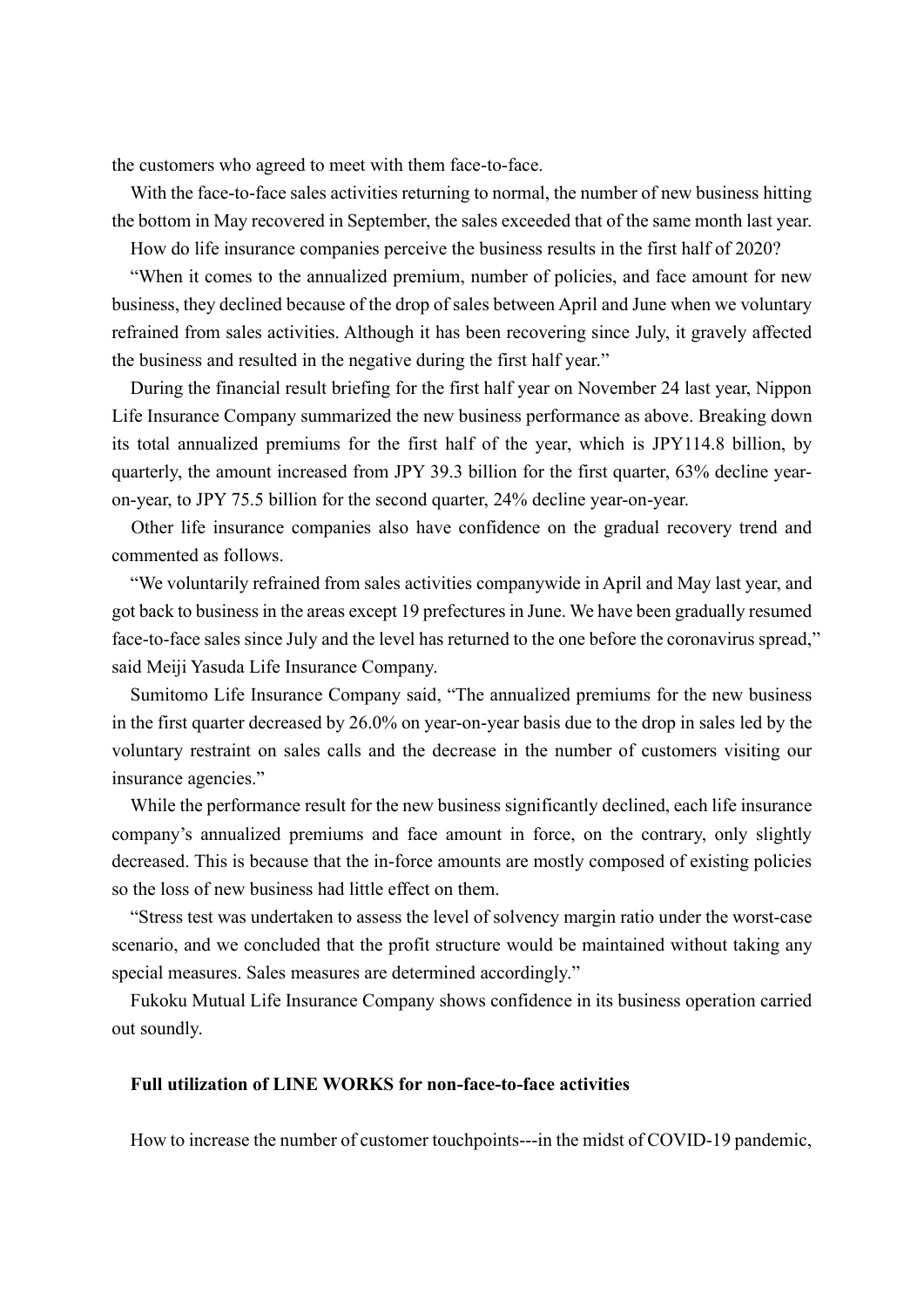the customers who agreed to meet with them face-to-face.

With the face-to-face sales activities returning to normal, the number of new business hitting the bottom in May recovered in September, the sales exceeded that of the same month last year.

How do life insurance companies perceive the business results in the first half of 2020?

"When it comes to the annualized premium, number of policies, and face amount for new business, they declined because of the drop of sales between April and June when we voluntary refrained from sales activities. Although it has been recovering since July, it gravely affected the business and resulted in the negative during the first half year."

During the financial result briefing for the first half year on November 24 last year, Nippon Life Insurance Company summarized the new business performance as above. Breaking down its total annualized premiums for the first half of the year, which is JPY114.8 billion, by quarterly, the amount increased from JPY 39.3 billion for the first quarter, 63% decline year-on-year, to JPY 75.5 billion for the second quarter, 24% decline year-on-year.

Other life insurance companies also have confidence on the gradual recovery trend and commented as follows.

"We voluntarily refrained from sales activities companywide in April and May last year, and got back to business in the areas except 19 prefectures in June. We have been gradually resumed face-to-face sales since July and the level has returned to the one before the coronavirus spread," said Meiji Yasuda Life Insurance Company.

Sumitomo Life Insurance Company said, "The annualized premiums for the new business in the first quarter decreased by 26.0% on year-on-year basis due to the drop in sales led by the voluntary restraint on sales calls and the decrease in the number of customers visiting our insurance agencies."

While the performance result for the new business significantly declined, each life insurance company's annualized premiums and face amount in force, on the contrary, only slightly decreased. This is because that the in-force amounts are mostly composed of existing policies so the loss of new business had little effect on them.

"Stress test was undertaken to assess the level of solvency margin ratio under the worst-case scenario, and we concluded that the profit structure would be maintained without taking any special measures. Sales measures are determined accordingly."

Fukoku Mutual Life Insurance Company shows confidence in its business operation carried out soundly.

**Full utilization of LINE WORKS for non-face-to-face activities**

How to increase the number of customer touchpoints---in the midst of COVID-19 pandemic,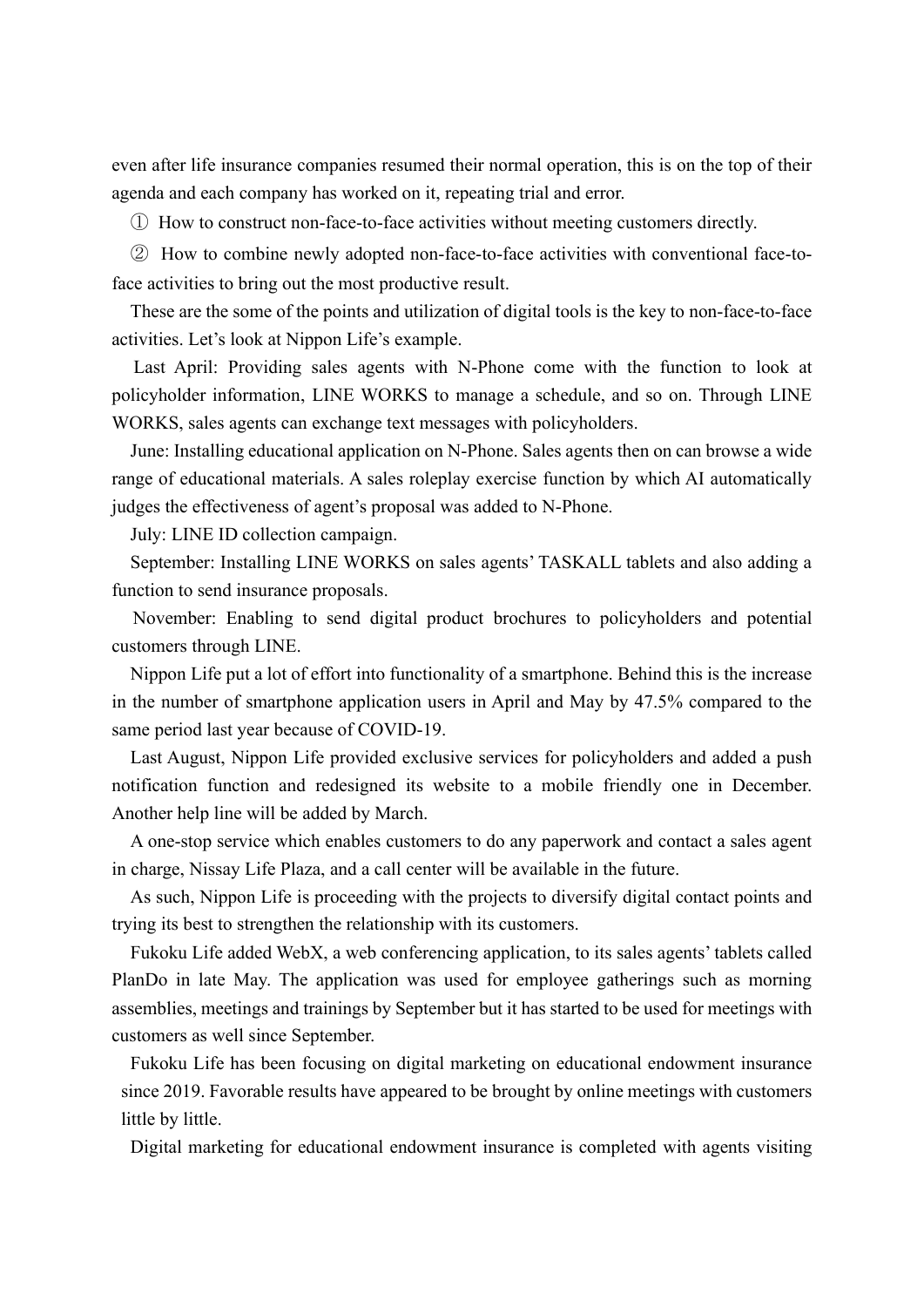even after life insurance companies resumed their normal operation, this is on the top of their agenda and each company has worked on it, repeating trial and error.

① How to construct non-face-to-face activities without meeting customers directly.

② How to combine newly adopted non-face-to-face activities with conventional face-to-face activities to bring out the most productive result.

These are the some of the points and utilization of digital tools is the key to non-face-to-face activities. Let's look at Nippon Life's example.

Last April: Providing sales agents with N-Phone come with the function to look at policyholder information, LINE WORKS to manage a schedule, and so on. Through LINE WORKS, sales agents can exchange text messages with policyholders.

June: Installing educational application on N-Phone. Sales agents then on can browse a wide range of educational materials. A sales roleplay exercise function by which AI automatically judges the effectiveness of agent's proposal was added to N-Phone.

July: LINE ID collection campaign.

September: Installing LINE WORKS on sales agents' TASKALL tablets and also adding a function to send insurance proposals.

November: Enabling to send digital product brochures to policyholders and potential customers through LINE.

Nippon Life put a lot of effort into functionality of a smartphone. Behind this is the increase in the number of smartphone application users in April and May by 47.5% compared to the same period last year because of COVID-19.

Last August, Nippon Life provided exclusive services for policyholders and added a push notification function and redesigned its website to a mobile friendly one in December. Another help line will be added by March.

A one-stop service which enables customers to do any paperwork and contact a sales agent in charge, Nissay Life Plaza, and a call center will be available in the future.

As such, Nippon Life is proceeding with the projects to diversify digital contact points and trying its best to strengthen the relationship with its customers.

Fukoku Life added WebX, a web conferencing application, to its sales agents' tablets called PlanDo in late May. The application was used for employee gatherings such as morning assemblies, meetings and trainings by September but it has started to be used for meetings with customers as well since September.

Fukoku Life has been focusing on digital marketing on educational endowment insurance since 2019. Favorable results have appeared to be brought by online meetings with customers little by little.

Digital marketing for educational endowment insurance is completed with agents visiting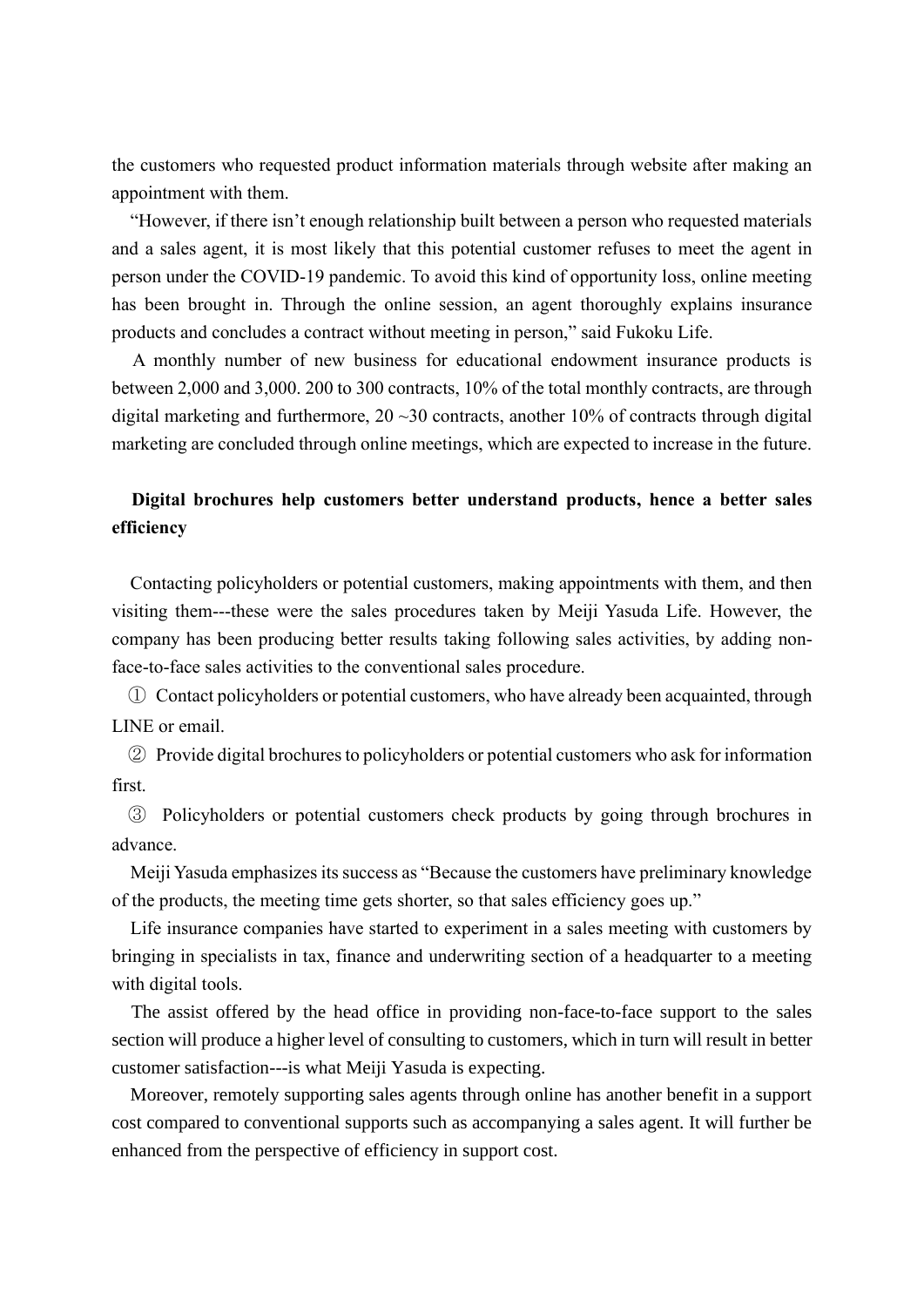the customers who requested product information materials through website after making an appointment with them.

"However, if there isn't enough relationship built between a person who requested materials and a sales agent, it is most likely that this potential customer refuses to meet the agent in person under the COVID-19 pandemic. To avoid this kind of opportunity loss, online meeting has been brought in. Through the online session, an agent thoroughly explains insurance products and concludes a contract without meeting in person," said Fukoku Life.

A monthly number of new business for educational endowment insurance products is between 2,000 and 3,000. 200 to 300 contracts, 10% of the total monthly contracts, are through digital marketing and furthermore, 20 ~30 contracts, another 10% of contracts through digital marketing are concluded through online meetings, which are expected to increase in the future.

**Digital brochures help customers better understand products, hence a better sales efficiency**

Contacting policyholders or potential customers, making appointments with them, and then visiting them---these were the sales procedures taken by Meiji Yasuda Life. However, the company has been producing better results taking following sales activities, by adding non-face-to-face sales activities to the conventional sales procedure.

① Contact policyholders or potential customers, who have already been acquainted, through LINE or email.

② Provide digital brochures to policyholders or potential customers who ask for information first.

③ Policyholders or potential customers check products by going through brochures in advance.

Meiji Yasuda emphasizes its success as "Because the customers have preliminary knowledge of the products, the meeting time gets shorter, so that sales efficiency goes up."

Life insurance companies have started to experiment in a sales meeting with customers by bringing in specialists in tax, finance and underwriting section of a headquarter to a meeting with digital tools.

The assist offered by the head office in providing non-face-to-face support to the sales section will produce a higher level of consulting to customers, which in turn will result in better customer satisfaction---is what Meiji Yasuda is expecting.

Moreover, remotely supporting sales agents through online has another benefit in a support cost compared to conventional supports such as accompanying a sales agent. It will further be enhanced from the perspective of efficiency in support cost.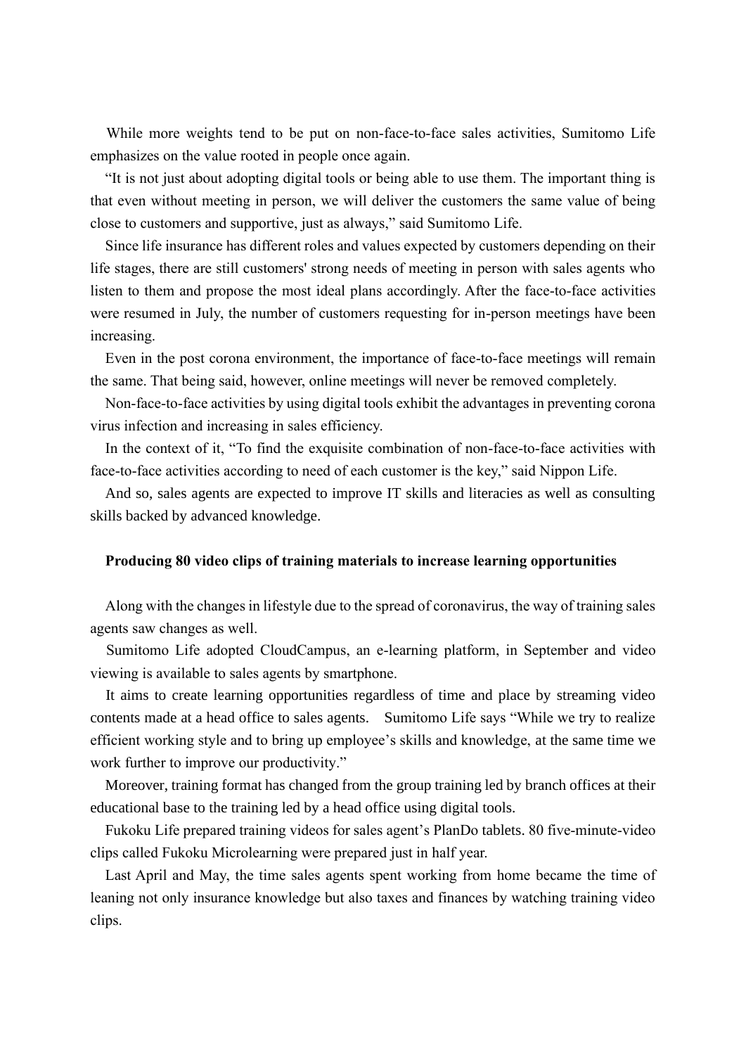While more weights tend to be put on non-face-to-face sales activities, Sumitomo Life emphasizes on the value rooted in people once again.

"It is not just about adopting digital tools or being able to use them. The important thing is that even without meeting in person, we will deliver the customers the same value of being close to customers and supportive, just as always," said Sumitomo Life.

Since life insurance has different roles and values expected by customers depending on their life stages, there are still customers' strong needs of meeting in person with sales agents who listen to them and propose the most ideal plans accordingly. After the face-to-face activities were resumed in July, the number of customers requesting for in-person meetings have been increasing.

Even in the post corona environment, the importance of face-to-face meetings will remain the same. That being said, however, online meetings will never be removed completely.

Non-face-to-face activities by using digital tools exhibit the advantages in preventing corona virus infection and increasing in sales efficiency.

In the context of it, "To find the exquisite combination of non-face-to-face activities with face-to-face activities according to need of each customer is the key," said Nippon Life.

And so, sales agents are expected to improve IT skills and literacies as well as consulting skills backed by advanced knowledge.

**Producing 80 video clips of training materials to increase learning opportunities**

Along with the changes in lifestyle due to the spread of coronavirus, the way of training sales agents saw changes as well.

Sumitomo Life adopted CloudCampus, an e-learning platform, in September and video viewing is available to sales agents by smartphone.

It aims to create learning opportunities regardless of time and place by streaming video contents made at a head office to sales agents. Sumitomo Life says "While we try to realize efficient working style and to bring up employee's skills and knowledge, at the same time we work further to improve our productivity."

Moreover, training format has changed from the group training led by branch offices at their educational base to the training led by a head office using digital tools.

Fukoku Life prepared training videos for sales agent's PlanDo tablets. 80 five-minute-video clips called Fukoku Microlearning were prepared just in half year.

Last April and May, the time sales agents spent working from home became the time of leaning not only insurance knowledge but also taxes and finances by watching training video clips.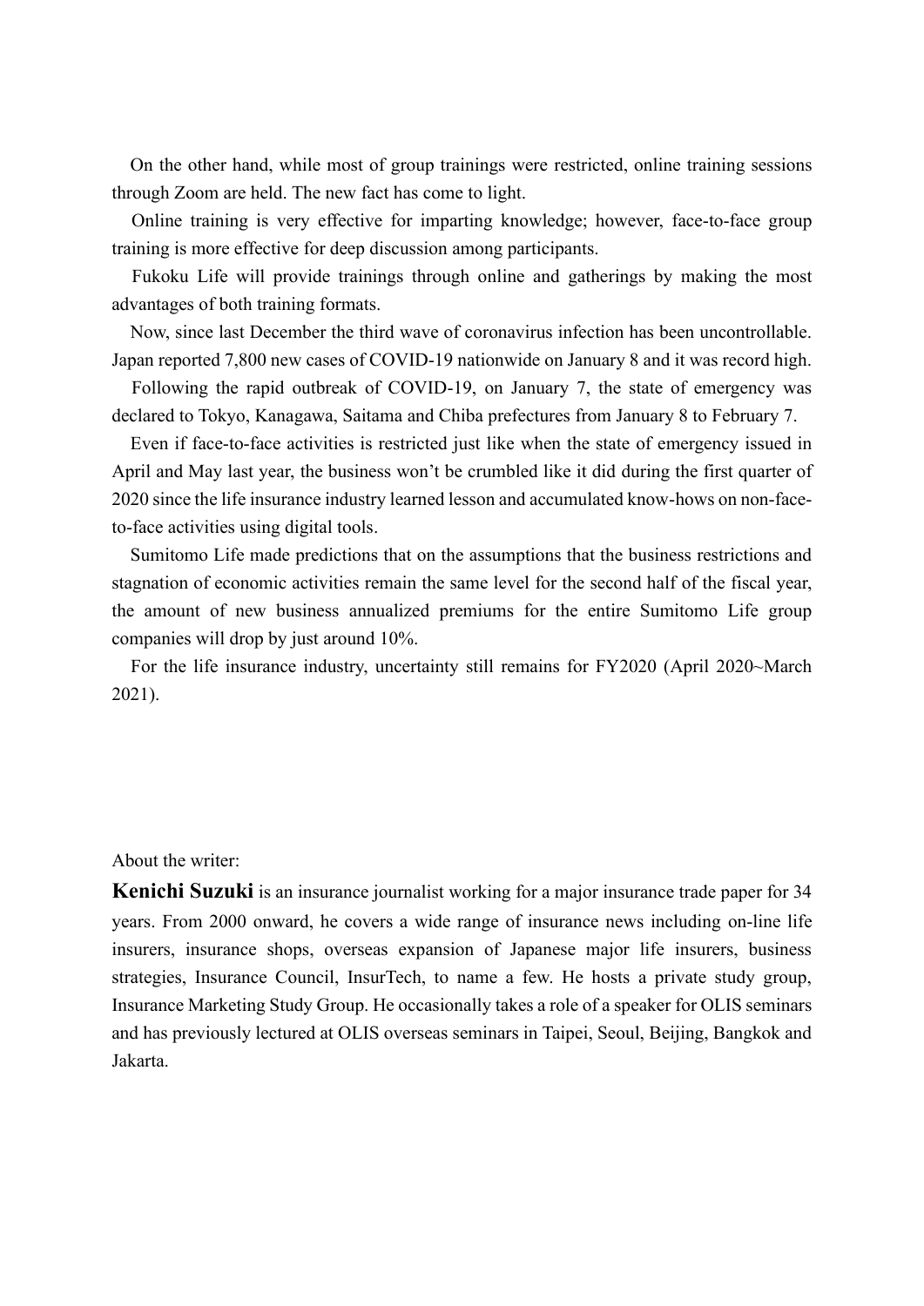On the other hand, while most of group trainings were restricted, online training sessions through Zoom are held. The new fact has come to light.

Online training is very effective for imparting knowledge; however, face-to-face group training is more effective for deep discussion among participants.

Fukoku Life will provide trainings through online and gatherings by making the most advantages of both training formats.

Now, since last December the third wave of coronavirus infection has been uncontrollable. Japan reported 7,800 new cases of COVID-19 nationwide on January 8 and it was record high.

Following the rapid outbreak of COVID-19, on January 7, the state of emergency was declared to Tokyo, Kanagawa, Saitama and Chiba prefectures from January 8 to February 7.

Even if face-to-face activities is restricted just like when the state of emergency issued in April and May last year, the business won't be crumbled like it did during the first quarter of 2020 since the life insurance industry learned lesson and accumulated know-hows on non-face-to-face activities using digital tools.

Sumitomo Life made predictions that on the assumptions that the business restrictions and stagnation of economic activities remain the same level for the second half of the fiscal year, the amount of new business annualized premiums for the entire Sumitomo Life group companies will drop by just around 10%.

For the life insurance industry, uncertainty still remains for FY2020 (April 2020~March 2021).

About the writer:

**Kenichi Suzuki** is an insurance journalist working for a major insurance trade paper for 34 years. From 2000 onward, he covers a wide range of insurance news including on-line life insurers, insurance shops, overseas expansion of Japanese major life insurers, business strategies, Insurance Council, InsurTech, to name a few. He hosts a private study group, Insurance Marketing Study Group. He occasionally takes a role of a speaker for OLIS seminars and has previously lectured at OLIS overseas seminars in Taipei, Seoul, Beijing, Bangkok and Jakarta.